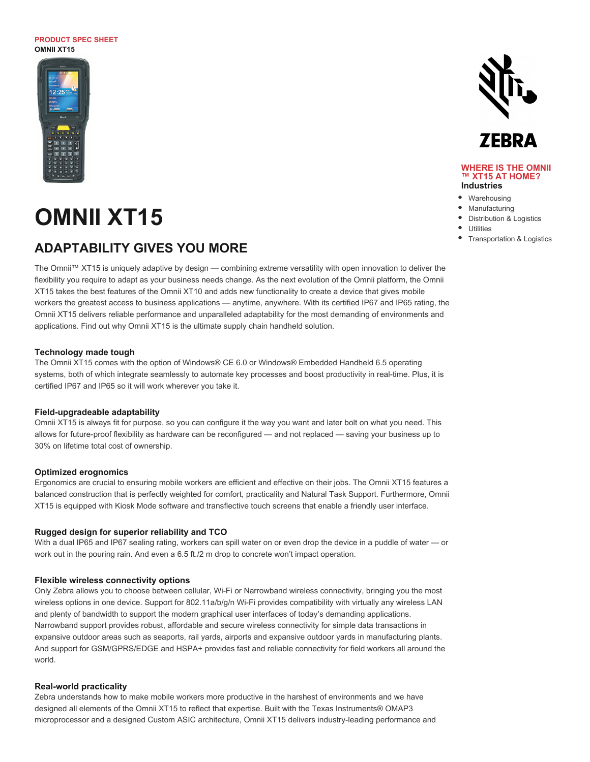PRODUCT SPEC SHEET
**OMNII XT15**

# OMNII XT15

## ADAPTABILITY GIVES YOU MORE

The Omnii™ XT15 is uniquely adaptive by design — combining extreme versatility with open innovation to deliver the flexibility you require to adapt as your business needs change. As the next evolution of the Omnii platform, the Omnii XT15 takes the best features of the Omnii XT10 and adds new functionality to create a device that gives mobile workers the greatest access to business applications — anytime, anywhere. With its certified IP67 and IP65 rating, the Omnii XT15 delivers reliable performance and unparalleled adaptability for the most demanding of environments and applications. Find out why Omnii XT15 is the ultimate supply chain handheld solution.

### Technology made tough

The Omnii XT15 comes with the option of Windows® CE 6.0 or Windows® Embedded Handheld 6.5 operating systems, both of which integrate seamlessly to automate key processes and boost productivity in real-time. Plus, it is certified IP67 and IP65 so it will work wherever you take it.

### Field-upgradeable adaptability

Omnii XT15 is always fit for purpose, so you can configure it the way you want and later bolt on what you need. This allows for future-proof flexibility as hardware can be reconfigured — and not replaced — saving your business up to 30% on lifetime total cost of ownership.

### Optimized erognomics

Ergonomics are crucial to ensuring mobile workers are efficient and effective on their jobs. The Omnii XT15 features a balanced construction that is perfectly weighted for comfort, practicality and Natural Task Support. Furthermore, Omnii XT15 is equipped with Kiosk Mode software and transflective touch screens that enable a friendly user interface.

### Rugged design for superior reliability and TCO

With a dual IP65 and IP67 sealing rating, workers can spill water on or even drop the device in a puddle of water — or work out in the pouring rain. And even a 6.5 ft./2 m drop to concrete won't impact operation.

### Flexible wireless connectivity options

Only Zebra allows you to choose between cellular, Wi-Fi or Narrowband wireless connectivity, bringing you the most wireless options in one device. Support for 802.11a/b/g/n Wi-Fi provides compatibility with virtually any wireless LAN and plenty of bandwidth to support the modern graphical user interfaces of today's demanding applications. Narrowband support provides robust, affordable and secure wireless connectivity for simple data transactions in expansive outdoor areas such as seaports, rail yards, airports and expansive outdoor yards in manufacturing plants. And support for GSM/GPRS/EDGE and HSPA+ provides fast and reliable connectivity for field workers all around the world.

### Real-world practicality

Zebra understands how to make mobile workers more productive in the harshest of environments and we have designed all elements of the Omnii XT15 to reflect that expertise. Built with the Texas Instruments® OMAP3 microprocessor and a designed Custom ASIC architecture, Omnii XT15 delivers industry-leading performance and

ZEBRA

**WHERE IS THE OMNII ™ XT15 AT HOME?**

**Industries**

- Warehousing
- Manufacturing
- Distribution & Logistics
- Utilities
- Transportation & Logistics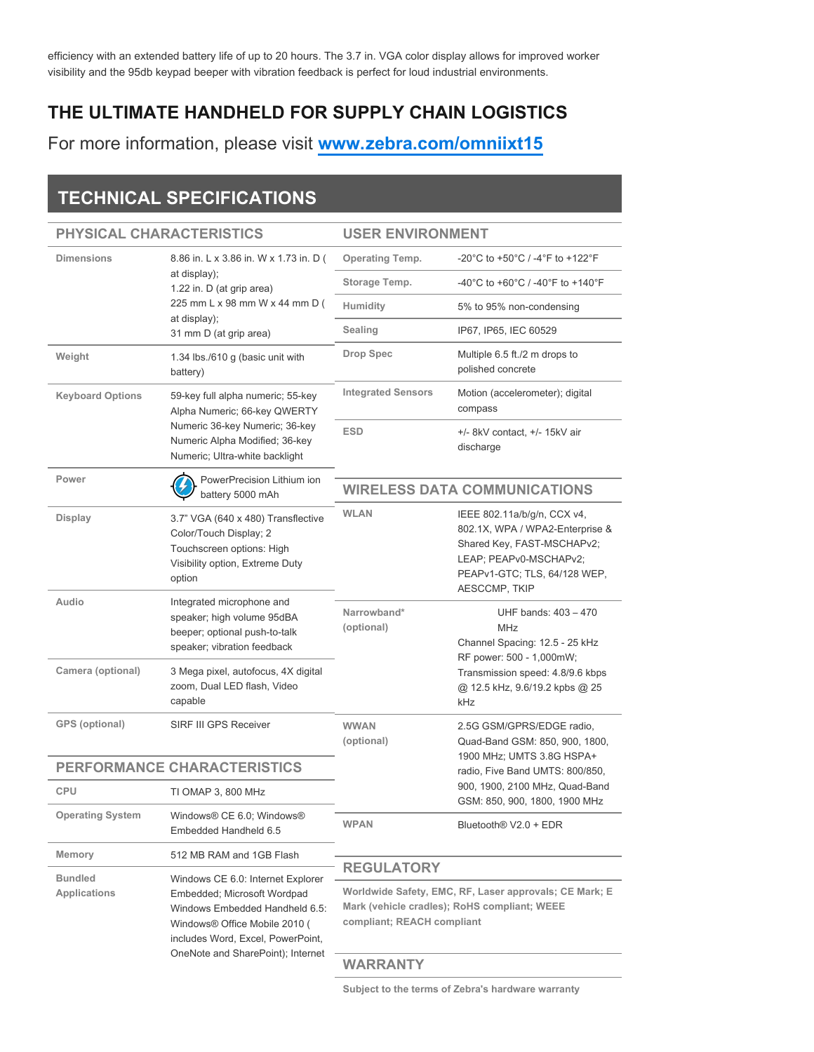efficiency with an extended battery life of up to 20 hours. The 3.7 in. VGA color display allows for improved worker visibility and the 95db keypad beeper with vibration feedback is perfect for loud industrial environments.

## THE ULTIMATE HANDHELD FOR SUPPLY CHAIN LOGISTICS

For more information, please visit **www.zebra.com/omniixt15**

## TECHNICAL SPECIFICATIONS

### PHYSICAL CHARACTERISTICS

| | |
|---|---|
| Dimensions | 8.86 in. L x 3.86 in. W x 1.73 in. D ( at display); 1.22 in. D (at grip area) 225 mm L x 98 mm W x 44 mm D ( at display); 31 mm D (at grip area) |
| Weight | 1.34 lbs./610 g (basic unit with battery) |
| Keyboard Options | 59-key full alpha numeric; 55-key Alpha Numeric; 66-key QWERTY Numeric 36-key Numeric; 36-key Numeric Alpha Modified; 36-key Numeric; Ultra-white backlight |
| Power | PowerPrecision Lithium ion battery 5000 mAh |
| Display | 3.7" VGA (640 x 480) Transflective Color/Touch Display; 2 Touchscreen options: High Visibility option, Extreme Duty option |
| Audio | Integrated microphone and speaker; high volume 95dBA beeper; optional push-to-talk speaker; vibration feedback |
| Camera (optional) | 3 Mega pixel, autofocus, 4X digital zoom, Dual LED flash, Video capable |
| GPS (optional) | SIRF III GPS Receiver |

### PERFORMANCE CHARACTERISTICS

| | |
|---|---|
| CPU | TI OMAP 3, 800 MHz |
| Operating System | Windows® CE 6.0; Windows® Embedded Handheld 6.5 |
| Memory | 512 MB RAM and 1GB Flash |
| Bundled Applications | Windows CE 6.0: Internet Explorer Embedded; Microsoft Wordpad Windows Embedded Handheld 6.5: Windows® Office Mobile 2010 ( includes Word, Excel, PowerPoint, OneNote and SharePoint); Internet |

### USER ENVIRONMENT

| | |
|---|---|
| Operating Temp. | -20°C to +50°C / -4°F to +122°F |
| Storage Temp. | -40°C to +60°C / -40°F to +140°F |
| Humidity | 5% to 95% non-condensing |
| Sealing | IP67, IP65, IEC 60529 |
| Drop Spec | Multiple 6.5 ft./2 m drops to polished concrete |
| Integrated Sensors | Motion (accelerometer); digital compass |
| ESD | +/- 8kV contact, +/- 15kV air discharge |

### WIRELESS DATA COMMUNICATIONS

| | |
|---|---|
| WLAN | IEEE 802.11a/b/g/n, CCX v4, 802.1X, WPA / WPA2-Enterprise & Shared Key, FAST-MSCHAPv2; LEAP; PEAPv0-MSCHAPv2; PEAPv1-GTC; TLS, 64/128 WEP, AESCCMP, TKIP |
| Narrowband* (optional) | UHF bands: 403 – 470 MHz Channel Spacing: 12.5 - 25 kHz RF power: 500 - 1,000mW; Transmission speed: 4.8/9.6 kbps @ 12.5 kHz, 9.6/19.2 kpbs @ 25 kHz |
| WWAN (optional) | 2.5G GSM/GPRS/EDGE radio, Quad-Band GSM: 850, 900, 1800, 1900 MHz; UMTS 3.8G HSPA+ radio, Five Band UMTS: 800/850, 900, 1900, 2100 MHz, Quad-Band GSM: 850, 900, 1800, 1900 MHz |
| WPAN | Bluetooth® V2.0 + EDR |

### REGULATORY

Worldwide Safety, EMC, RF, Laser approvals; CE Mark; E Mark (vehicle cradles); RoHS compliant; WEEE compliant; REACH compliant

### WARRANTY

Subject to the terms of Zebra's hardware warranty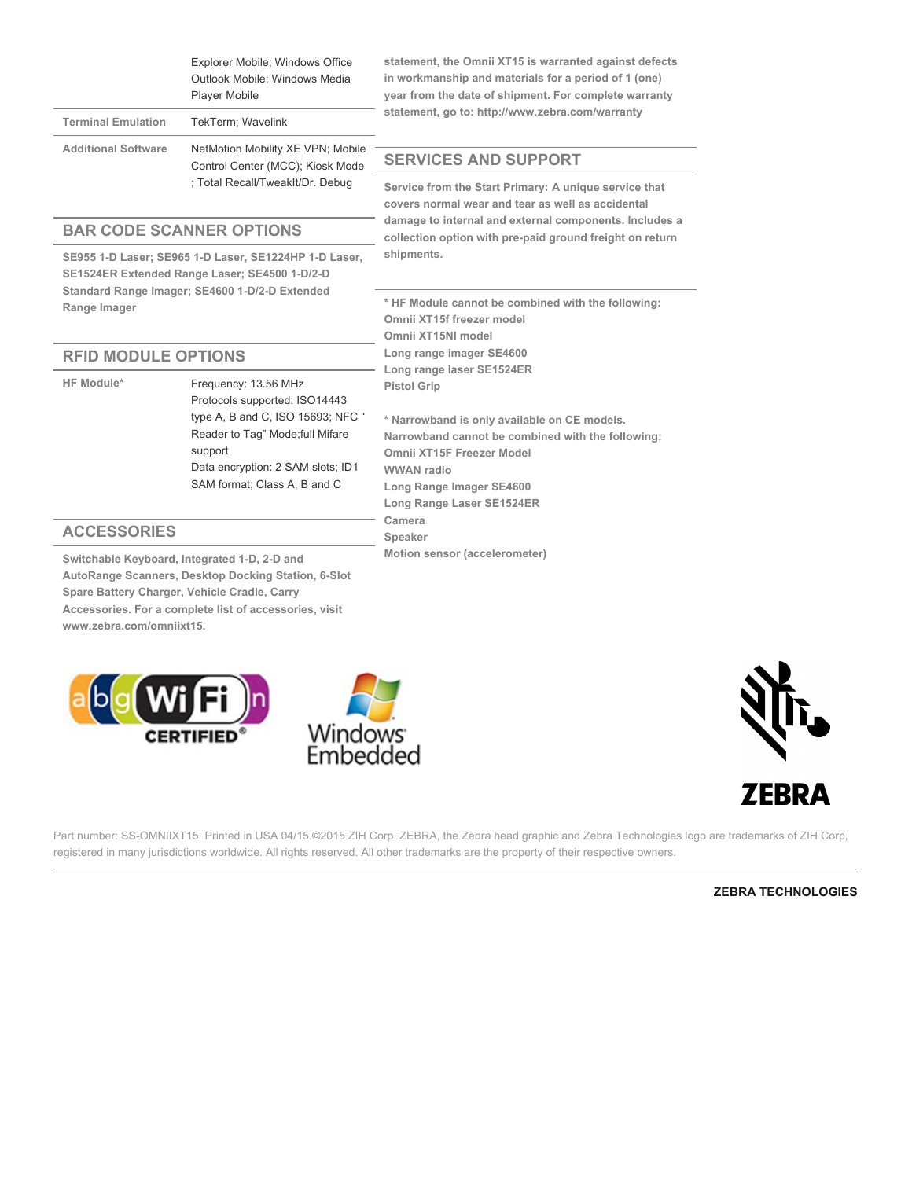| | |
|---|---|
| | Explorer Mobile; Windows Office Outlook Mobile; Windows Media Player Mobile |
| Terminal Emulation | TekTerm; Wavelink |
| Additional Software | NetMotion Mobility XE VPN; Mobile Control Center (MCC); Kiosk Mode ; Total Recall/TweakIt/Dr. Debug |

## BAR CODE SCANNER OPTIONS

**SE955 1-D Laser; SE965 1-D Laser, SE1224HP 1-D Laser, SE1524ER Extended Range Laser; SE4500 1-D/2-D Standard Range Imager; SE4600 1-D/2-D Extended Range Imager**

## RFID MODULE OPTIONS

| | |
|---|---|
| HF Module* | Frequency: 13.56 MHz<br>Protocols supported: ISO14443 type A, B and C, ISO 15693; NFC " Reader to Tag" Mode;full Mifare support<br>Data encryption: 2 SAM slots; ID1 SAM format; Class A, B and C |

## ACCESSORIES

**Switchable Keyboard, Integrated 1-D, 2-D and AutoRange Scanners, Desktop Docking Station, 6-Slot Spare Battery Charger, Vehicle Cradle, Carry Accessories. For a complete list of accessories, visit www.zebra.com/omniixt15.**

**statement, the Omnii XT15 is warranted against defects in workmanship and materials for a period of 1 (one) year from the date of shipment. For complete warranty statement, go to: http://www.zebra.com/warranty**

## SERVICES AND SUPPORT

**Service from the Start Primary: A unique service that covers normal wear and tear as well as accidental damage to internal and external components. Includes a collection option with pre-paid ground freight on return shipments.**

**\* HF Module cannot be combined with the following:**
**Omnii XT15f freezer model**
**Omnii XT15NI model**
**Long range imager SE4600**
**Long range laser SE1524ER**
**Pistol Grip**

**\* Narrowband is only available on CE models.**
**Narrowband cannot be combined with the following:**
**Omnii XT15F Freezer Model**
**WWAN radio**
**Long Range Imager SE4600**
**Long Range Laser SE1524ER**
**Camera**
**Speaker**
**Motion sensor (accelerometer)**

Part number: SS-OMNIIXT15. Printed in USA 04/15.©2015 ZIH Corp. ZEBRA, the Zebra head graphic and Zebra Technologies logo are trademarks of ZIH Corp, registered in many jurisdictions worldwide. All rights reserved. All other trademarks are the property of their respective owners.